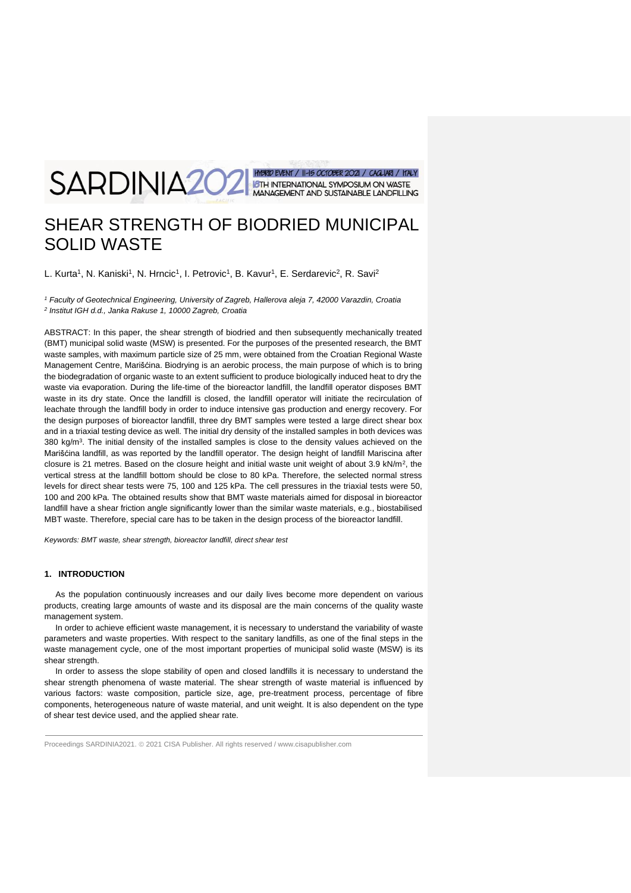# SHEAR STRENGTH OF BIODRIED MUNICIPAL SOLID WASTE

L. Kurta[1], N. Kaniski[1], N. Hrncic[1], I. Petrovic[1], B. Kavur[1], E. Serdarevic[2], R. Savi[2]

*[1] Faculty of Geotechnical Engineering, University of Zagreb, Hallerova aleja 7, 42000 Varazdin, Croatia*
*[2] Institut IGH d.d., Janka Rakuse 1, 10000 Zagreb, Croatia*

ABSTRACT: In this paper, the shear strength of biodried and then subsequently mechanically treated (BMT) municipal solid waste (MSW) is presented. For the purposes of the presented research, the BMT waste samples, with maximum particle size of 25 mm, were obtained from the Croatian Regional Waste Management Centre, Marišćina. Biodrying is an aerobic process, the main purpose of which is to bring the biodegradation of organic waste to an extent sufficient to produce biologically induced heat to dry the waste via evaporation. During the life-time of the bioreactor landfill, the landfill operator disposes BMT waste in its dry state. Once the landfill is closed, the landfill operator will initiate the recirculation of leachate through the landfill body in order to induce intensive gas production and energy recovery. For the design purposes of bioreactor landfill, three dry BMT samples were tested a large direct shear box and in a triaxial testing device as well. The initial dry density of the installed samples in both devices was 380 kg/m$^3$. The initial density of the installed samples is close to the density values achieved on the Marišćina landfill, as was reported by the landfill operator. The design height of landfill Mariscina after closure is 21 metres. Based on the closure height and initial waste unit weight of about 3.9 kN/m$^2$, the vertical stress at the landfill bottom should be close to 80 kPa. Therefore, the selected normal stress levels for direct shear tests were 75, 100 and 125 kPa. The cell pressures in the triaxial tests were 50, 100 and 200 kPa. The obtained results show that BMT waste materials aimed for disposal in bioreactor landfill have a shear friction angle significantly lower than the similar waste materials, e.g., biostabilised MBT waste. Therefore, special care has to be taken in the design process of the bioreactor landfill.

*Keywords: BMT waste, shear strength, bioreactor landfill, direct shear test*

## 1. INTRODUCTION

As the population continuously increases and our daily lives become more dependent on various products, creating large amounts of waste and its disposal are the main concerns of the quality waste management system.

In order to achieve efficient waste management, it is necessary to understand the variability of waste parameters and waste properties. With respect to the sanitary landfills, as one of the final steps in the waste management cycle, one of the most important properties of municipal solid waste (MSW) is its shear strength.

In order to assess the slope stability of open and closed landfills it is necessary to understand the shear strength phenomena of waste material. The shear strength of waste material is influenced by various factors: waste composition, particle size, age, pre-treatment process, percentage of fibre components, heterogeneous nature of waste material, and unit weight. It is also dependent on the type of shear test device used, and the applied shear rate.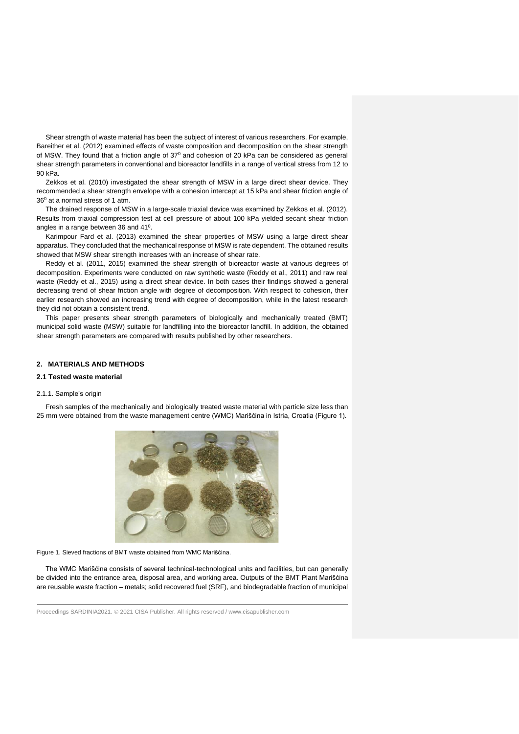Shear strength of waste material has been the subject of interest of various researchers. For example, Bareither et al. (2012) examined effects of waste composition and decomposition on the shear strength of MSW. They found that a friction angle of $37^0$ and cohesion of 20 kPa can be considered as general shear strength parameters in conventional and bioreactor landfills in a range of vertical stress from 12 to 90 kPa.

Zekkos et al. (2010) investigated the shear strength of MSW in a large direct shear device. They recommended a shear strength envelope with a cohesion intercept at 15 kPa and shear friction angle of $36^0$ at a normal stress of 1 atm.

The drained response of MSW in a large-scale triaxial device was examined by Zekkos et al. (2012). Results from triaxial compression test at cell pressure of about 100 kPa yielded secant shear friction angles in a range between 36 and $41^0$.

Karimpour Fard et al. (2013) examined the shear properties of MSW using a large direct shear apparatus. They concluded that the mechanical response of MSW is rate dependent. The obtained results showed that MSW shear strength increases with an increase of shear rate.

Reddy et al. (2011, 2015) examined the shear strength of bioreactor waste at various degrees of decomposition. Experiments were conducted on raw synthetic waste (Reddy et al., 2011) and raw real waste (Reddy et al., 2015) using a direct shear device. In both cases their findings showed a general decreasing trend of shear friction angle with degree of decomposition. With respect to cohesion, their earlier research showed an increasing trend with degree of decomposition, while in the latest research they did not obtain a consistent trend.

This paper presents shear strength parameters of biologically and mechanically treated (BMT) municipal solid waste (MSW) suitable for landfilling into the bioreactor landfill. In addition, the obtained shear strength parameters are compared with results published by other researchers.

## 2. MATERIALS AND METHODS

### 2.1 Tested waste material

#### 2.1.1. Sample's origin

Fresh samples of the mechanically and biologically treated waste material with particle size less than 25 mm were obtained from the waste management centre (WMC) Marišćina in Istria, Croatia (Figure 1).

Figure 1. Sieved fractions of BMT waste obtained from WMC Marišćina.

The WMC Marišćina consists of several technical-technological units and facilities, but can generally be divided into the entrance area, disposal area, and working area. Outputs of the BMT Plant Marišćina are reusable waste fraction – metals; solid recovered fuel (SRF), and biodegradable fraction of municipal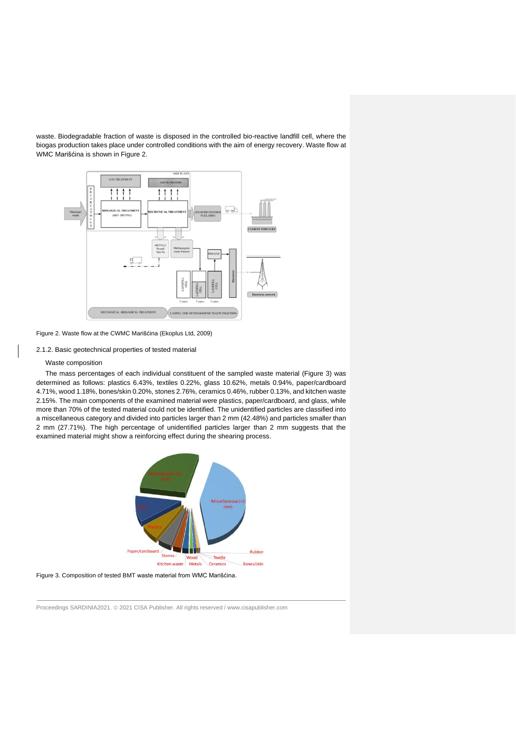waste. Biodegradable fraction of waste is disposed in the controlled bio-reactive landfill cell, where the biogas production takes place under controlled conditions with the aim of energy recovery. Waste flow at WMC Marišćina is shown in Figure 2.

MBT PLANT
GAS TREATMENT
AIR FILTRATION
PRETREATMENT
Municipal waste
BIOLOGICAL TREATMENT (BIO- DRYING)
MECHANICAL TREATMENT
SOLID RECOVERED FUEL (SRF)
CEMENT INDUSTRY
METALS Fe and Non-Fe
Methanogenic waste fraction
BIO-GAS
Electricity
LANDFILL CELL
LANDFILL CELL
LANDFILL CELL
5 years
5 years
5 years
Electricity network
MECHANICAL -BIOLOGICAL TREATMENT
LADFILL FOR METHANOGENIC WASTE FRACTION

Figure 2. Waste flow at the CWMC Marišćina (Ekoplus Ltd, 2009)

### 2.1.2. Basic geotechnical properties of tested material

Waste composition

The mass percentages of each individual constituent of the sampled waste material (Figure 3) was determined as follows: plastics 6.43%, textiles 0.22%, glass 10.62%, metals 0.94%, paper/cardboard 4.71%, wood 1.18%, bones/skin 0.20%, stones 2.76%, ceramics 0.46%, rubber 0.13%, and kitchen waste 2.15%. The main components of the examined material were plastics, paper/cardboard, and glass, while more than 70% of the tested material could not be identified. The unidentified particles are classified into a miscellaneous category and divided into particles larger than 2 mm (42.48%) and particles smaller than 2 mm (27.71%). The high percentage of unidentified particles larger than 2 mm suggests that the examined material might show a reinforcing effect during the shearing process.

Miscellaneous (<2 mm)
Miscellaneous (>2 mm)
Glass
Plastics
Paper/cardboard
Stones
Kitchen waste
Wood
Metals
Textile
Ceramics
Rubber
Bones/skin

Figure 3. Composition of tested BMT waste material from WMC Marišćina.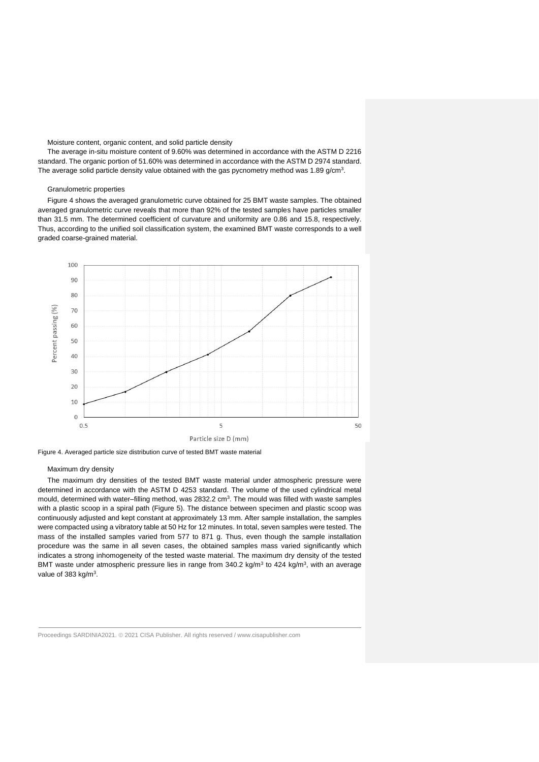### Moisture content, organic content, and solid particle density

The average in-situ moisture content of 9.60% was determined in accordance with the ASTM D 2216 standard. The organic portion of 51.60% was determined in accordance with the ASTM D 2974 standard. The average solid particle density value obtained with the gas pycnometry method was 1.89 g/cm$^3$.

### Granulometric properties

Figure 4 shows the averaged granulometric curve obtained for 25 BMT waste samples. The obtained averaged granulometric curve reveals that more than 92% of the tested samples have particles smaller than 31.5 mm. The determined coefficient of curvature and uniformity are 0.86 and 15.8, respectively. Thus, according to the unified soil classification system, the examined BMT waste corresponds to a well graded coarse-grained material.

Percent passing (%)
100
90
80
70
60
50
40
30
20
10
0
0.5
5
50
Particle size D (mm)

Figure 4. Averaged particle size distribution curve of tested BMT waste material

### Maximum dry density

The maximum dry densities of the tested BMT waste material under atmospheric pressure were determined in accordance with the ASTM D 4253 standard. The volume of the used cylindrical metal mould, determined with water–filling method, was 2832.2 cm$^3$. The mould was filled with waste samples with a plastic scoop in a spiral path (Figure 5). The distance between specimen and plastic scoop was continuously adjusted and kept constant at approximately 13 mm. After sample installation, the samples were compacted using a vibratory table at 50 Hz for 12 minutes. In total, seven samples were tested. The mass of the installed samples varied from 577 to 871 g. Thus, even though the sample installation procedure was the same in all seven cases, the obtained samples mass varied significantly which indicates a strong inhomogeneity of the tested waste material. The maximum dry density of the tested BMT waste under atmospheric pressure lies in range from 340.2 kg/m$^3$ to 424 kg/m$^3$, with an average value of 383 kg/m$^3$.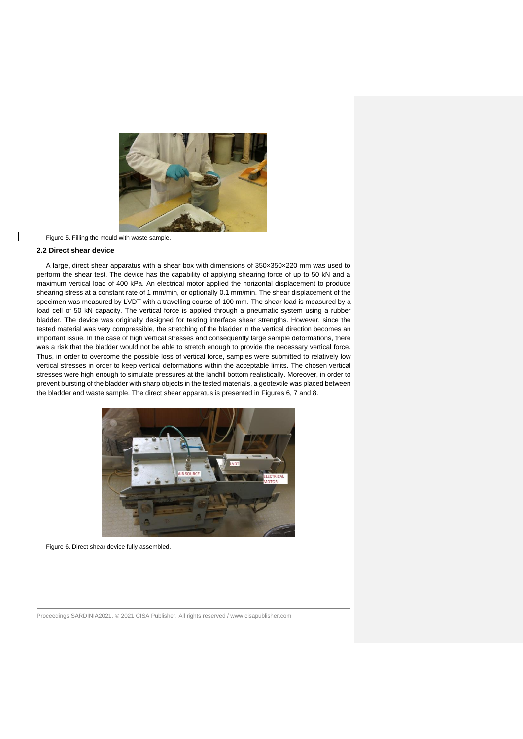Figure 5. Filling the mould with waste sample.

### 2.2 Direct shear device

A large, direct shear apparatus with a shear box with dimensions of 350×350×220 mm was used to perform the shear test. The device has the capability of applying shearing force of up to 50 kN and a maximum vertical load of 400 kPa. An electrical motor applied the horizontal displacement to produce shearing stress at a constant rate of 1 mm/min, or optionally 0.1 mm/min. The shear displacement of the specimen was measured by LVDT with a travelling course of 100 mm. The shear load is measured by a load cell of 50 kN capacity. The vertical force is applied through a pneumatic system using a rubber bladder. The device was originally designed for testing interface shear strengths. However, since the tested material was very compressible, the stretching of the bladder in the vertical direction becomes an important issue. In the case of high vertical stresses and consequently large sample deformations, there was a risk that the bladder would not be able to stretch enough to provide the necessary vertical force. Thus, in order to overcome the possible loss of vertical force, samples were submitted to relatively low vertical stresses in order to keep vertical deformations within the acceptable limits. The chosen vertical stresses were high enough to simulate pressures at the landfill bottom realistically. Moreover, in order to prevent bursting of the bladder with sharp objects in the tested materials, a geotextile was placed between the bladder and waste sample. The direct shear apparatus is presented in Figures 6, 7 and 8.

LVDT
AIR SOURCE
ELECTRICAL MOTOR

Figure 6. Direct shear device fully assembled.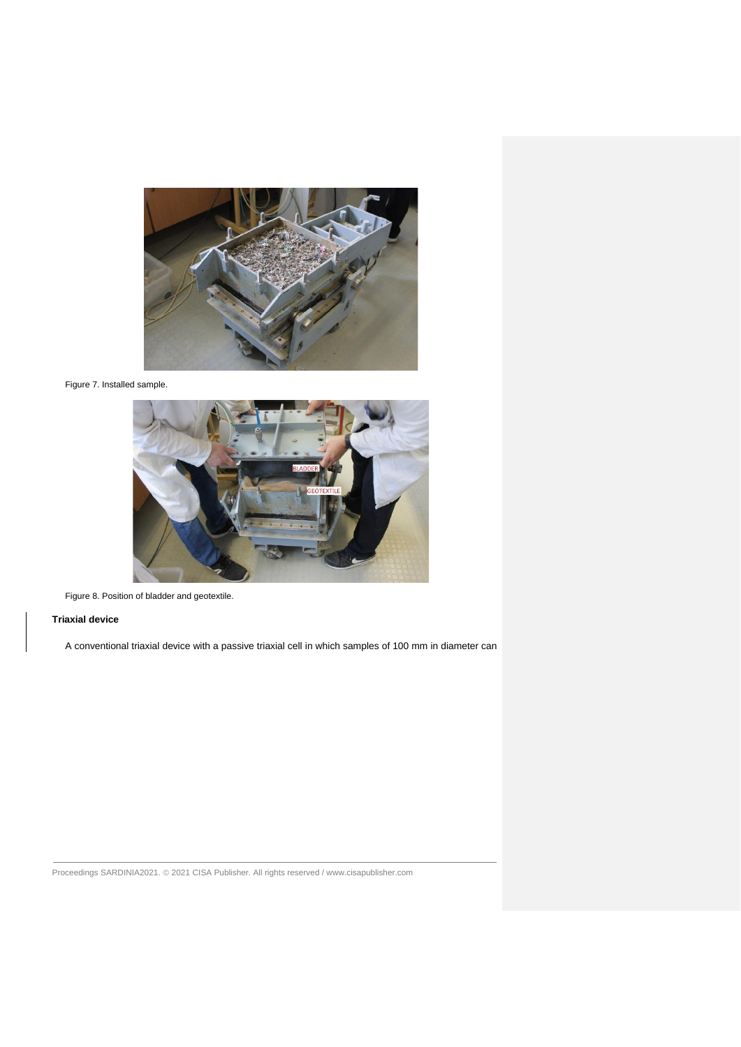Figure 7. Installed sample.

Figure 8. Position of bladder and geotextile.

**Triaxial device**

A conventional triaxial device with a passive triaxial cell in which samples of 100 mm in diameter can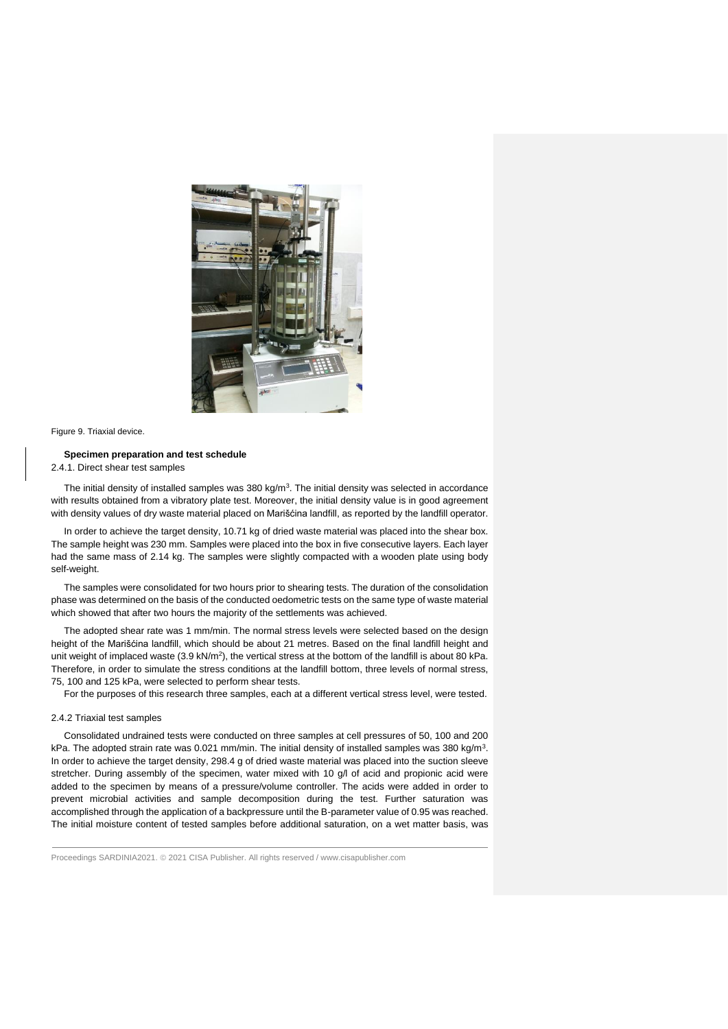Figure 9. Triaxial device.

**Specimen preparation and test schedule**

2.4.1. Direct shear test samples

The initial density of installed samples was 380 kg/m$^3$. The initial density was selected in accordance with results obtained from a vibratory plate test. Moreover, the initial density value is in good agreement with density values of dry waste material placed on Marišćina landfill, as reported by the landfill operator.

In order to achieve the target density, 10.71 kg of dried waste material was placed into the shear box. The sample height was 230 mm. Samples were placed into the box in five consecutive layers. Each layer had the same mass of 2.14 kg. The samples were slightly compacted with a wooden plate using body self-weight.

The samples were consolidated for two hours prior to shearing tests. The duration of the consolidation phase was determined on the basis of the conducted oedometric tests on the same type of waste material which showed that after two hours the majority of the settlements was achieved.

The adopted shear rate was 1 mm/min. The normal stress levels were selected based on the design height of the Marišćina landfill, which should be about 21 metres. Based on the final landfill height and unit weight of implaced waste (3.9 kN/m$^2$), the vertical stress at the bottom of the landfill is about 80 kPa. Therefore, in order to simulate the stress conditions at the landfill bottom, three levels of normal stress, 75, 100 and 125 kPa, were selected to perform shear tests.

For the purposes of this research three samples, each at a different vertical stress level, were tested.

2.4.2 Triaxial test samples

Consolidated undrained tests were conducted on three samples at cell pressures of 50, 100 and 200 kPa. The adopted strain rate was 0.021 mm/min. The initial density of installed samples was 380 kg/m$^3$. In order to achieve the target density, 298.4 g of dried waste material was placed into the suction sleeve stretcher. During assembly of the specimen, water mixed with 10 g/l of acid and propionic acid were added to the specimen by means of a pressure/volume controller. The acids were added in order to prevent microbial activities and sample decomposition during the test. Further saturation was accomplished through the application of a backpressure until the B-parameter value of 0.95 was reached. The initial moisture content of tested samples before additional saturation, on a wet matter basis, was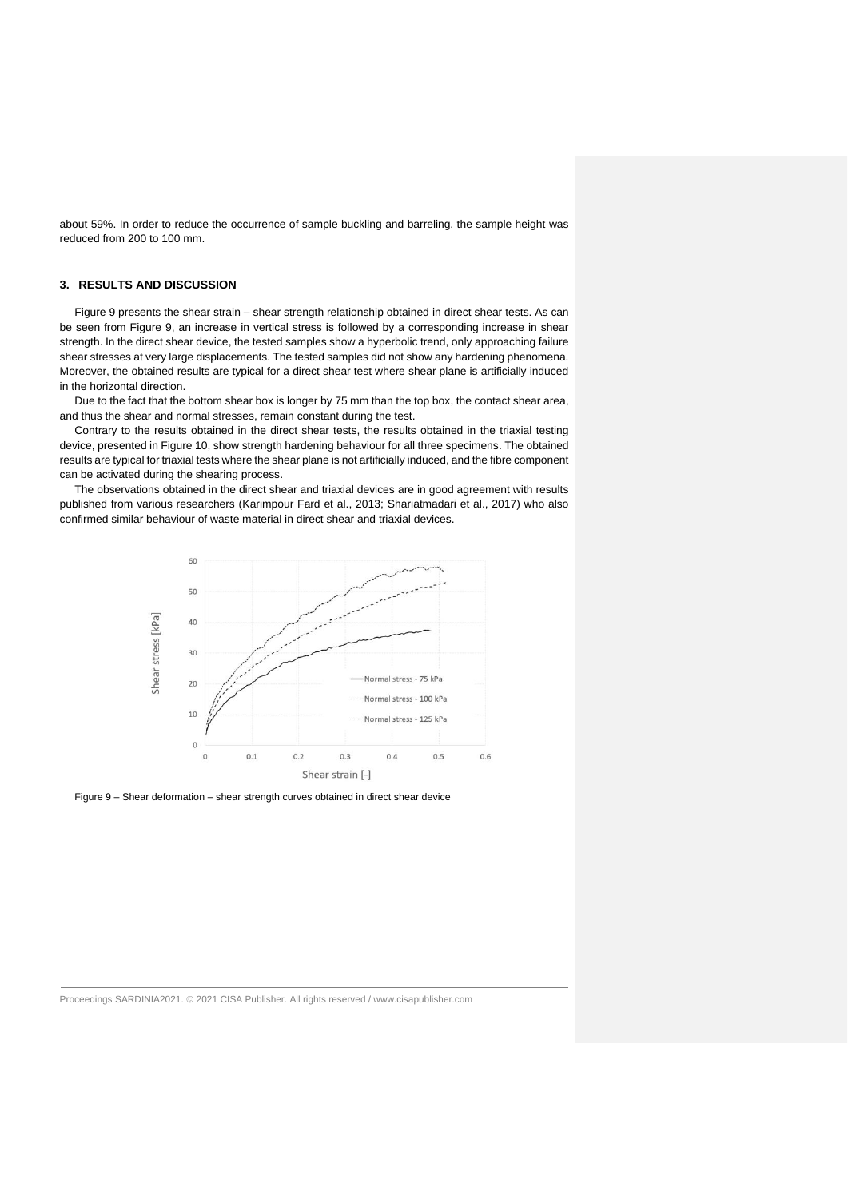about 59%. In order to reduce the occurrence of sample buckling and barreling, the sample height was reduced from 200 to 100 mm.

## 3. RESULTS AND DISCUSSION

Figure 9 presents the shear strain – shear strength relationship obtained in direct shear tests. As can be seen from Figure 9, an increase in vertical stress is followed by a corresponding increase in shear strength. In the direct shear device, the tested samples show a hyperbolic trend, only approaching failure shear stresses at very large displacements. The tested samples did not show any hardening phenomena. Moreover, the obtained results are typical for a direct shear test where shear plane is artificially induced in the horizontal direction.

Due to the fact that the bottom shear box is longer by 75 mm than the top box, the contact shear area, and thus the shear and normal stresses, remain constant during the test.

Contrary to the results obtained in the direct shear tests, the results obtained in the triaxial testing device, presented in Figure 10, show strength hardening behaviour for all three specimens. The obtained results are typical for triaxial tests where the shear plane is not artificially induced, and the fibre component can be activated during the shearing process.

The observations obtained in the direct shear and triaxial devices are in good agreement with results published from various researchers (Karimpour Fard et al., 2013; Shariatmadari et al., 2017) who also confirmed similar behaviour of waste material in direct shear and triaxial devices.

Shear stress [kPa]
60
50
40
30
20
10
0
0
0.1
0.2
0.3
0.4
0.5
0.6
Shear strain [-]
Normal stress - 75 kPa
Normal stress - 100 kPa
Normal stress - 125 kPa

Figure 9 – Shear deformation – shear strength curves obtained in direct shear device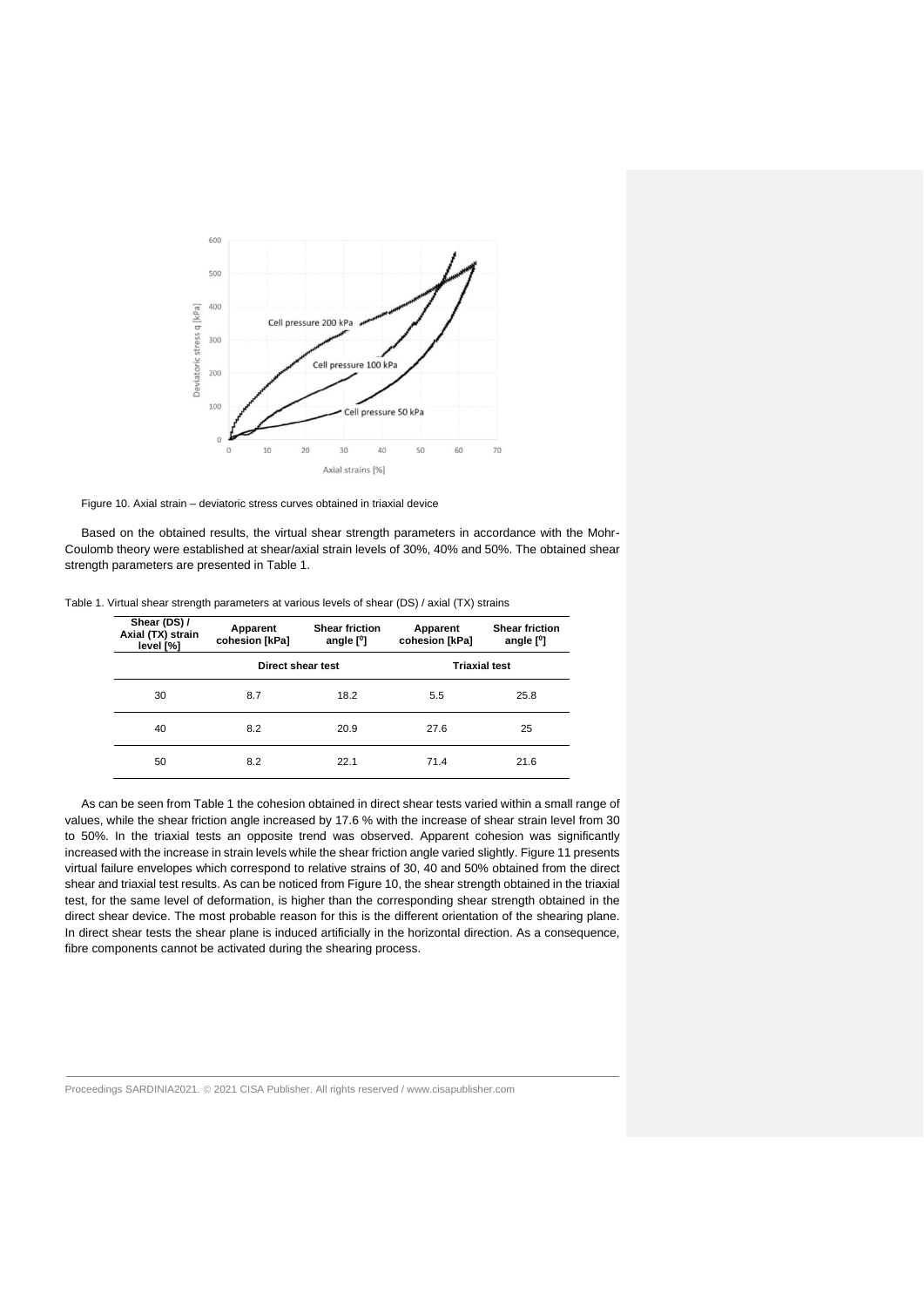600

500

400

300

200

100

0

0 10 20 30 40 50 60 70

Deviatoric stress q [kPa]

Axial strains [%]

Cell pressure 200 kPa

Cell pressure 100 kPa

Cell pressure 50 kPa

Figure 10. Axial strain – deviatoric stress curves obtained in triaxial device

Based on the obtained results, the virtual shear strength parameters in accordance with the Mohr-Coulomb theory were established at shear/axial strain levels of 30%, 40% and 50%. The obtained shear strength parameters are presented in Table 1.

Table 1. Virtual shear strength parameters at various levels of shear (DS) / axial (TX) strains

| Shear (DS) / Axial (TX) strain level [%] | Apparent cohesion [kPa] | Shear friction angle [$^0$] | Apparent cohesion [kPa] | Shear friction angle [$^0$] |
|---|---|---|---|---|
| | Direct shear test | | Triaxial test | |
| 30 | 8.7 | 18.2 | 5.5 | 25.8 |
| 40 | 8.2 | 20.9 | 27.6 | 25 |
| 50 | 8.2 | 22.1 | 71.4 | 21.6 |

As can be seen from Table 1 the cohesion obtained in direct shear tests varied within a small range of values, while the shear friction angle increased by 17.6 % with the increase of shear strain level from 30 to 50%. In the triaxial tests an opposite trend was observed. Apparent cohesion was significantly increased with the increase in strain levels while the shear friction angle varied slightly. Figure 11 presents virtual failure envelopes which correspond to relative strains of 30, 40 and 50% obtained from the direct shear and triaxial test results. As can be noticed from Figure 10, the shear strength obtained in the triaxial test, for the same level of deformation, is higher than the corresponding shear strength obtained in the direct shear device. The most probable reason for this is the different orientation of the shearing plane. In direct shear tests the shear plane is induced artificially in the horizontal direction. As a consequence, fibre components cannot be activated during the shearing process.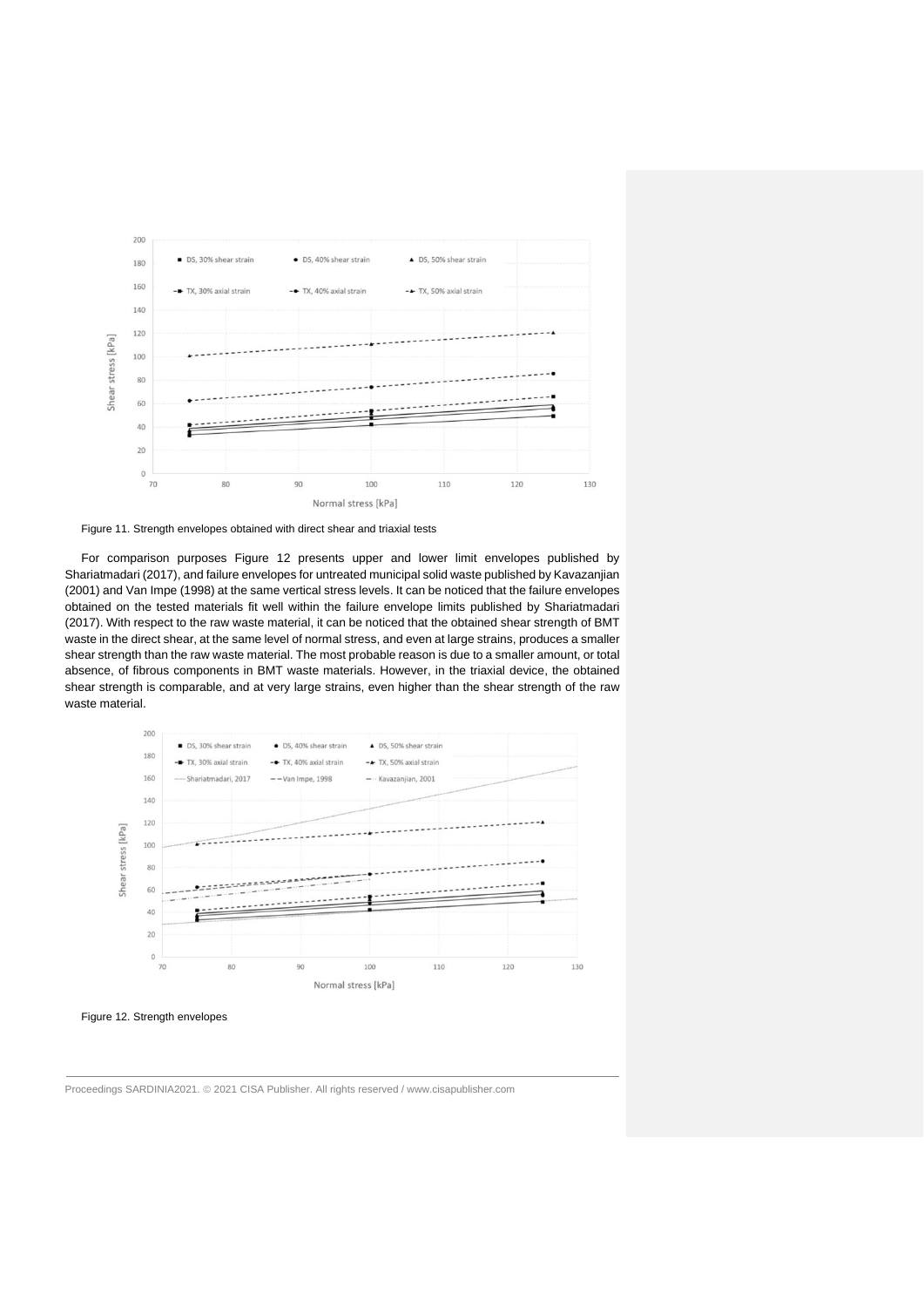200

180

160

140

120

100

80

60

40

20

0

70 80 90 100 110 120 130

Shear stress [kPa]

Normal stress [kPa]

DS, 30% shear strain

DS, 40% shear strain

DS, 50% shear strain

TX, 30% axial strain

TX, 40% axial strain

TX, 50% axial strain

Figure 11. Strength envelopes obtained with direct shear and triaxial tests

For comparison purposes Figure 12 presents upper and lower limit envelopes published by Shariatmadari (2017), and failure envelopes for untreated municipal solid waste published by Kavazanjian (2001) and Van Impe (1998) at the same vertical stress levels. It can be noticed that the failure envelopes obtained on the tested materials fit well within the failure envelope limits published by Shariatmadari (2017). With respect to the raw waste material, it can be noticed that the obtained shear strength of BMT waste in the direct shear, at the same level of normal stress, and even at large strains, produces a smaller shear strength than the raw waste material. The most probable reason is due to a smaller amount, or total absence, of fibrous components in BMT waste materials. However, in the triaxial device, the obtained shear strength is comparable, and at very large strains, even higher than the shear strength of the raw waste material.

200

180

160

140

120

100

80

60

40

20

0

70 80 90 100 110 120 130

Shear stress [kPa]

Normal stress [kPa]

DS, 30% shear strain

DS, 40% shear strain

DS, 50% shear strain

TX, 30% axial strain

TX, 40% axial strain

TX, 50% axial strain

Shariatmadari, 2017

Van Impe, 1998

Kavazanjian, 2001

Figure 12. Strength envelopes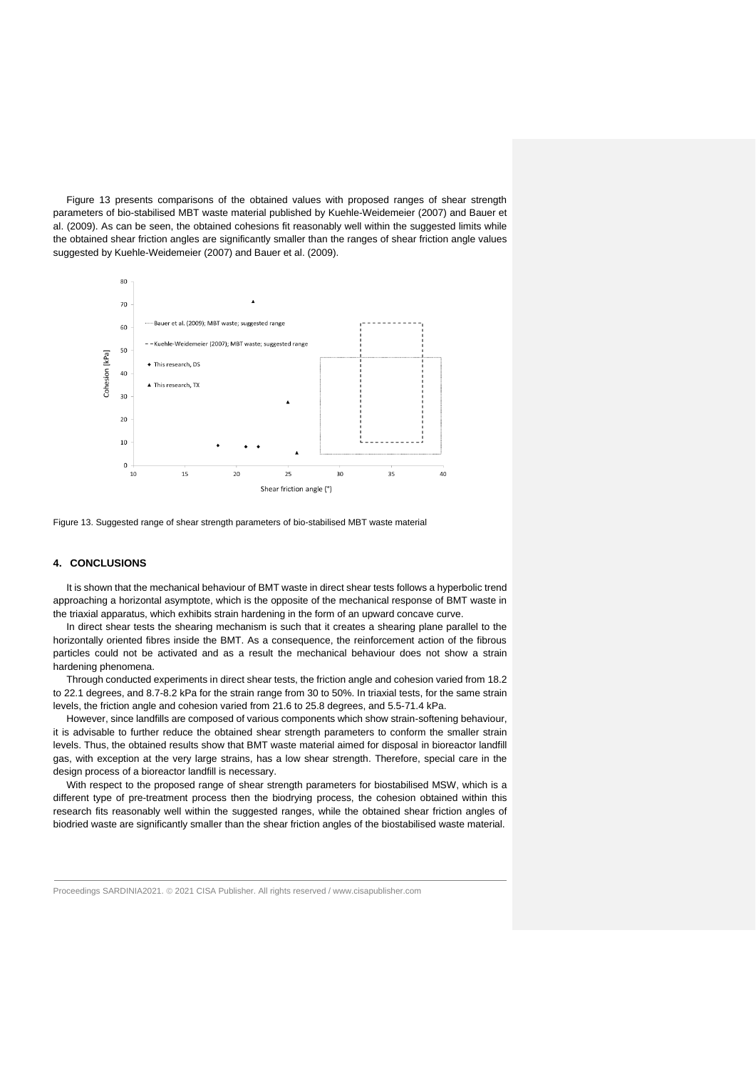Figure 13 presents comparisons of the obtained values with proposed ranges of shear strength parameters of bio-stabilised MBT waste material published by Kuehle-Weidemeier (2007) and Bauer et al. (2009). As can be seen, the obtained cohesions fit reasonably well within the suggested limits while the obtained shear friction angles are significantly smaller than the ranges of shear friction angle values suggested by Kuehle-Weidemeier (2007) and Bauer et al. (2009).

Cohesion [kPa]

0
10
20
30
40
50
60
70
80

Shear friction angle (°)

10
15
20
25
30
35
40

Bauer et al. (2009); MBT waste; suggested range

Kuehle-Weidemeier (2007); MBT waste; suggested range

This research, DS

This research, TX

Figure 13. Suggested range of shear strength parameters of bio-stabilised MBT waste material

## 4. CONCLUSIONS

It is shown that the mechanical behaviour of BMT waste in direct shear tests follows a hyperbolic trend approaching a horizontal asymptote, which is the opposite of the mechanical response of BMT waste in the triaxial apparatus, which exhibits strain hardening in the form of an upward concave curve.

In direct shear tests the shearing mechanism is such that it creates a shearing plane parallel to the horizontally oriented fibres inside the BMT. As a consequence, the reinforcement action of the fibrous particles could not be activated and as a result the mechanical behaviour does not show a strain hardening phenomena.

Through conducted experiments in direct shear tests, the friction angle and cohesion varied from 18.2 to 22.1 degrees, and 8.7-8.2 kPa for the strain range from 30 to 50%. In triaxial tests, for the same strain levels, the friction angle and cohesion varied from 21.6 to 25.8 degrees, and 5.5-71.4 kPa.

However, since landfills are composed of various components which show strain-softening behaviour, it is advisable to further reduce the obtained shear strength parameters to conform the smaller strain levels. Thus, the obtained results show that BMT waste material aimed for disposal in bioreactor landfill gas, with exception at the very large strains, has a low shear strength. Therefore, special care in the design process of a bioreactor landfill is necessary.

With respect to the proposed range of shear strength parameters for biostabilised MSW, which is a different type of pre-treatment process then the biodrying process, the cohesion obtained within this research fits reasonably well within the suggested ranges, while the obtained shear friction angles of biodried waste are significantly smaller than the shear friction angles of the biostabilised waste material.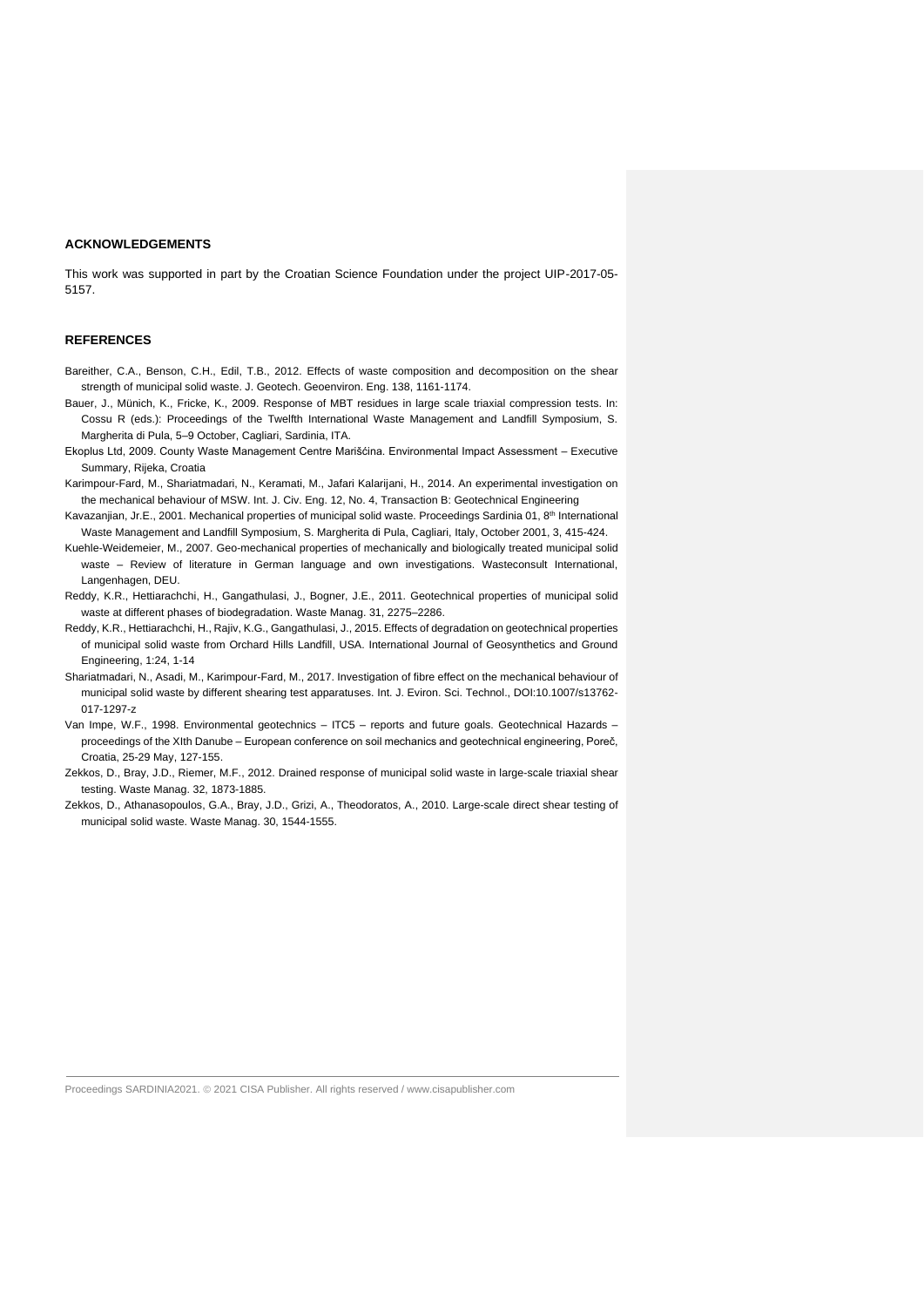## ACKNOWLEDGEMENTS

This work was supported in part by the Croatian Science Foundation under the project UIP-2017-05-5157.

## REFERENCES

Bareither, C.A., Benson, C.H., Edil, T.B., 2012. Effects of waste composition and decomposition on the shear strength of municipal solid waste. J. Geotech. Geoenviron. Eng. 138, 1161-1174.

Bauer, J., Münich, K., Fricke, K., 2009. Response of MBT residues in large scale triaxial compression tests. In: Cossu R (eds.): Proceedings of the Twelfth International Waste Management and Landfill Symposium, S. Margherita di Pula, 5–9 October, Cagliari, Sardinia, ITA.

Ekoplus Ltd, 2009. County Waste Management Centre Marišćina. Environmental Impact Assessment – Executive Summary, Rijeka, Croatia

Karimpour-Fard, M., Shariatmadari, N., Keramati, M., Jafari Kalarijani, H., 2014. An experimental investigation on the mechanical behaviour of MSW. Int. J. Civ. Eng. 12, No. 4, Transaction B: Geotechnical Engineering

Kavazanjian, Jr.E., 2001. Mechanical properties of municipal solid waste. Proceedings Sardinia 01, 8th International Waste Management and Landfill Symposium, S. Margherita di Pula, Cagliari, Italy, October 2001, 3, 415-424.

Kuehle-Weidemeier, M., 2007. Geo-mechanical properties of mechanically and biologically treated municipal solid waste – Review of literature in German language and own investigations. Wasteconsult International, Langenhagen, DEU.

Reddy, K.R., Hettiarachchi, H., Gangathulasi, J., Bogner, J.E., 2011. Geotechnical properties of municipal solid waste at different phases of biodegradation. Waste Manag. 31, 2275–2286.

Reddy, K.R., Hettiarachchi, H., Rajiv, K.G., Gangathulasi, J., 2015. Effects of degradation on geotechnical properties of municipal solid waste from Orchard Hills Landfill, USA. International Journal of Geosynthetics and Ground Engineering, 1:24, 1-14

Shariatmadari, N., Asadi, M., Karimpour-Fard, M., 2017. Investigation of fibre effect on the mechanical behaviour of municipal solid waste by different shearing test apparatuses. Int. J. Eviron. Sci. Technol., DOI:10.1007/s13762-017-1297-z

Van Impe, W.F., 1998. Environmental geotechnics – ITC5 – reports and future goals. Geotechnical Hazards – proceedings of the XIth Danube – European conference on soil mechanics and geotechnical engineering, Poreč, Croatia, 25-29 May, 127-155.

Zekkos, D., Bray, J.D., Riemer, M.F., 2012. Drained response of municipal solid waste in large-scale triaxial shear testing. Waste Manag. 32, 1873-1885.

Zekkos, D., Athanasopoulos, G.A., Bray, J.D., Grizi, A., Theodoratos, A., 2010. Large-scale direct shear testing of municipal solid waste. Waste Manag. 30, 1544-1555.